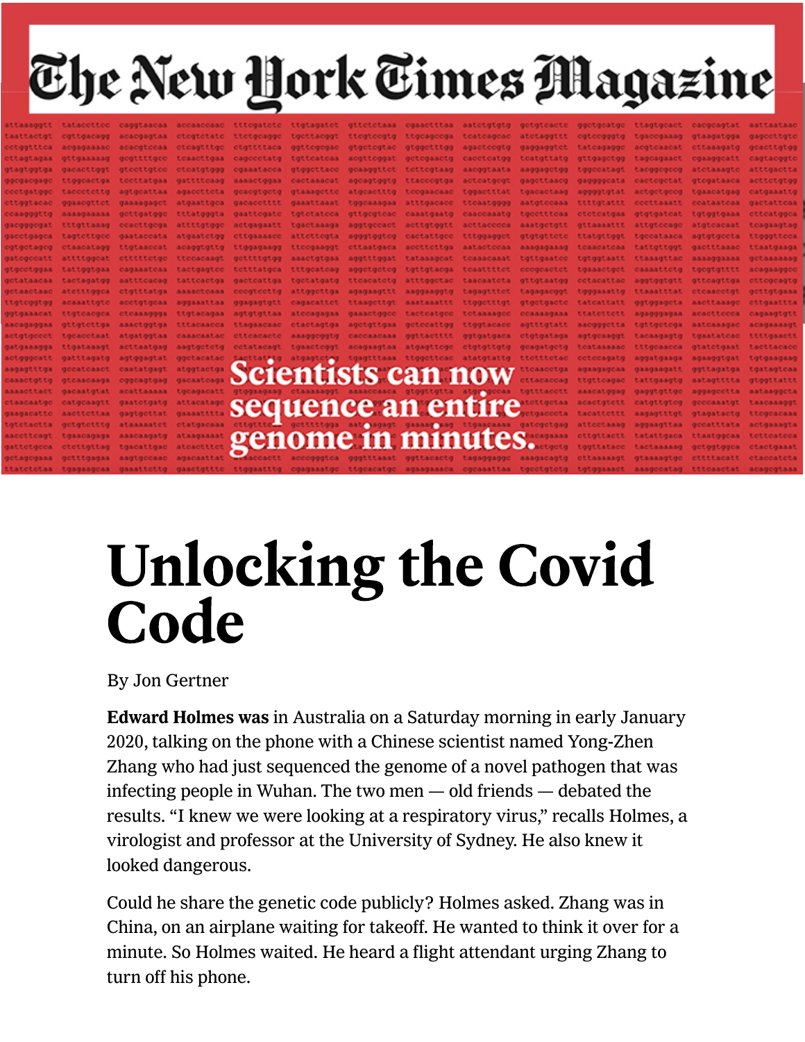The New York Times Magazine

Scientists can now sequence an entire genome in minutes.

# Unlocking the Covid Code

By Jon Gertner

**Edward Holmes was** in Australia on a Saturday morning in early January 2020, talking on the phone with a Chinese scientist named Yong-Zhen Zhang who had just sequenced the genome of a novel pathogen that was infecting people in Wuhan. The two men — old friends — debated the results. "I knew we were looking at a respiratory virus," recalls Holmes, a virologist and professor at the University of Sydney. He also knew it looked dangerous.

Could he share the genetic code publicly? Holmes asked. Zhang was in China, on an airplane waiting for takeoff. He wanted to think it over for a minute. So Holmes waited. He heard a flight attendant urging Zhang to turn off his phone.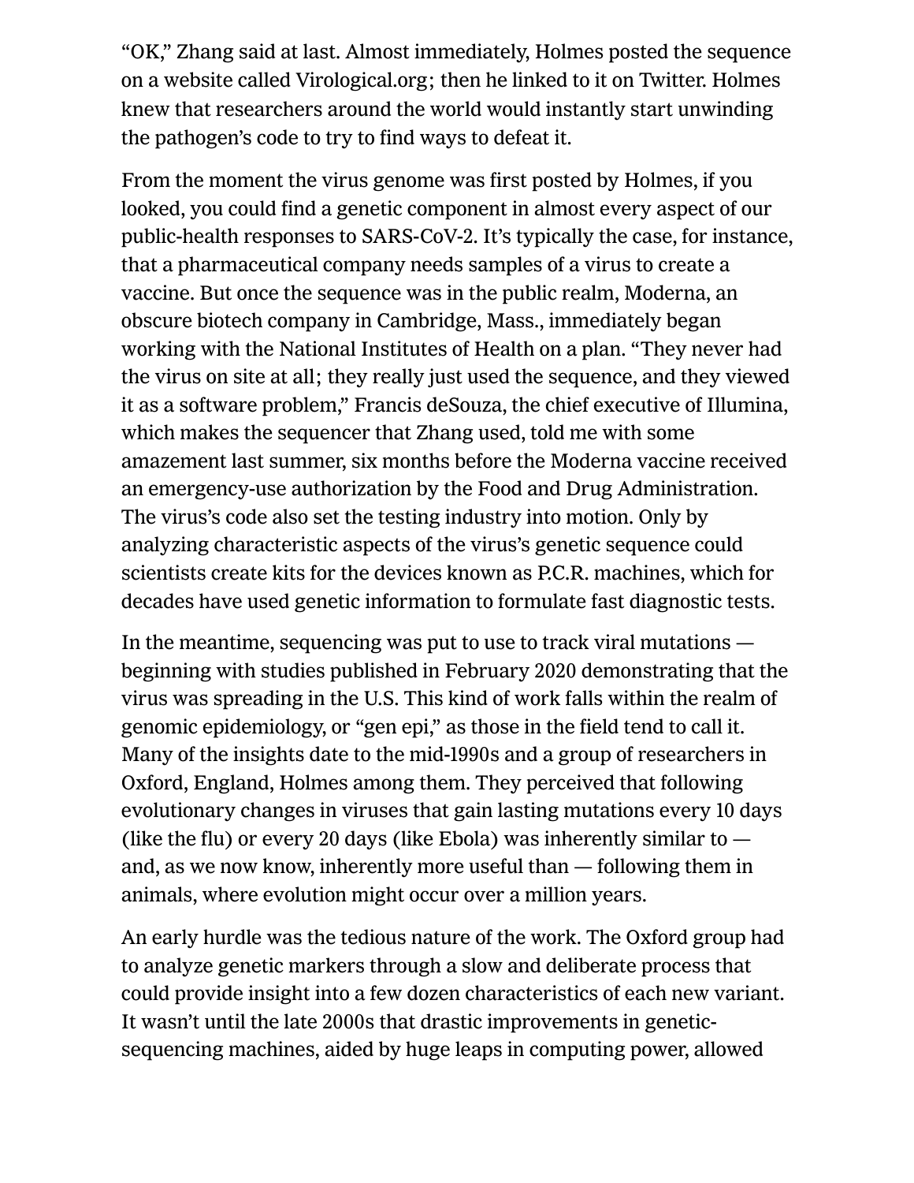"OK," Zhang said at last. Almost immediately, Holmes posted the sequence on a website called Virological.org; then he linked to it on Twitter. Holmes knew that researchers around the world would instantly start unwinding the pathogen's code to try to find ways to defeat it.

From the moment the virus genome was first posted by Holmes, if you looked, you could find a genetic component in almost every aspect of our public-health responses to SARS-CoV-2. It's typically the case, for instance, that a pharmaceutical company needs samples of a virus to create a vaccine. But once the sequence was in the public realm, Moderna, an obscure biotech company in Cambridge, Mass., immediately began working with the National Institutes of Health on a plan. "They never had the virus on site at all; they really just used the sequence, and they viewed it as a software problem," Francis deSouza, the chief executive of Illumina, which makes the sequencer that Zhang used, told me with some amazement last summer, six months before the Moderna vaccine received an emergency-use authorization by the Food and Drug Administration. The virus's code also set the testing industry into motion. Only by analyzing characteristic aspects of the virus's genetic sequence could scientists create kits for the devices known as P.C.R. machines, which for decades have used genetic information to formulate fast diagnostic tests.

In the meantime, sequencing was put to use to track viral mutations — beginning with studies published in February 2020 demonstrating that the virus was spreading in the U.S. This kind of work falls within the realm of genomic epidemiology, or "gen epi," as those in the field tend to call it. Many of the insights date to the mid-1990s and a group of researchers in Oxford, England, Holmes among them. They perceived that following evolutionary changes in viruses that gain lasting mutations every 10 days (like the flu) or every 20 days (like Ebola) was inherently similar to — and, as we now know, inherently more useful than — following them in animals, where evolution might occur over a million years.

An early hurdle was the tedious nature of the work. The Oxford group had to analyze genetic markers through a slow and deliberate process that could provide insight into a few dozen characteristics of each new variant. It wasn't until the late 2000s that drastic improvements in genetic-sequencing machines, aided by huge leaps in computing power, allowed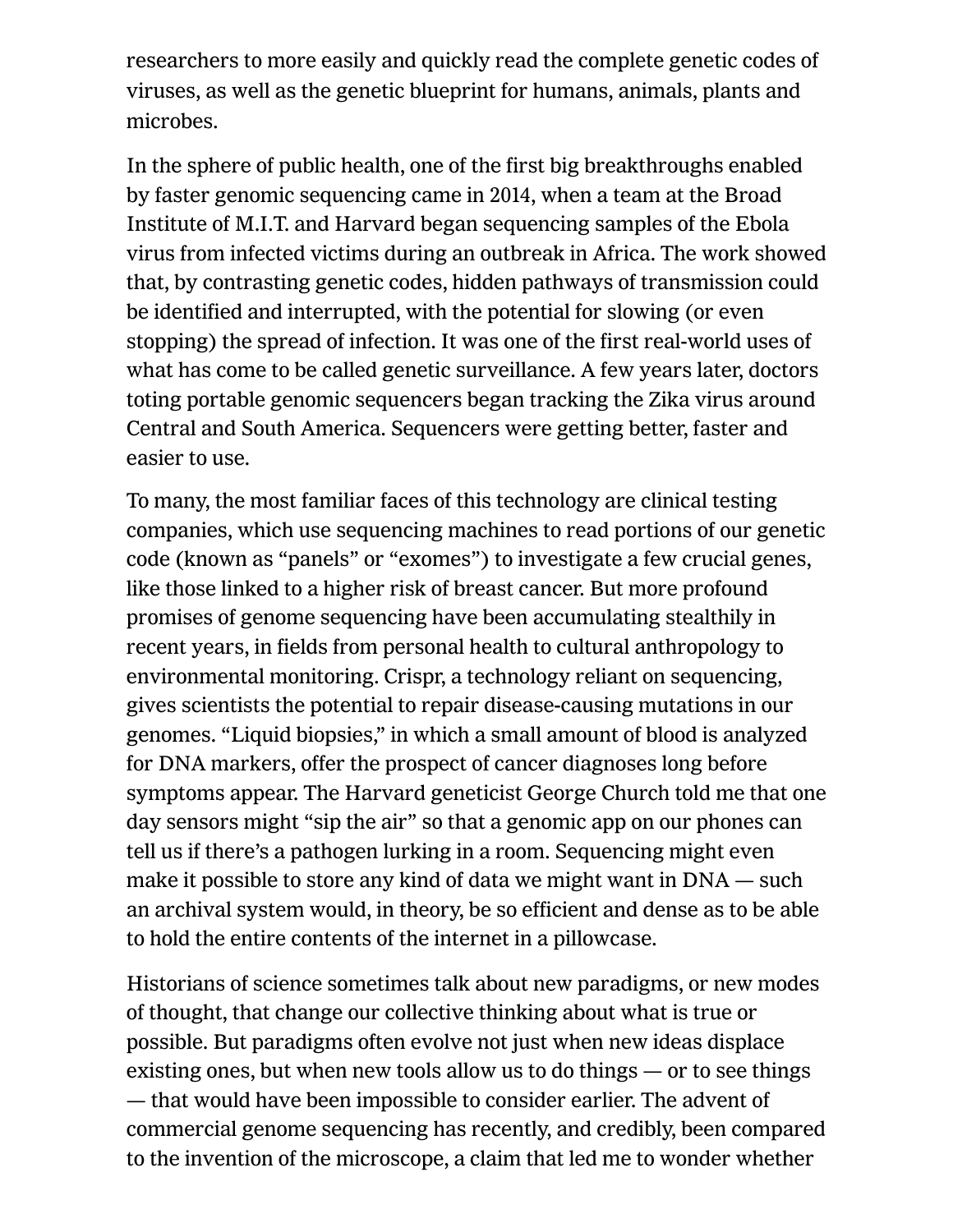researchers to more easily and quickly read the complete genetic codes of viruses, as well as the genetic blueprint for humans, animals, plants and microbes.

In the sphere of public health, one of the first big breakthroughs enabled by faster genomic sequencing came in 2014, when a team at the Broad Institute of M.I.T. and Harvard began sequencing samples of the Ebola virus from infected victims during an outbreak in Africa. The work showed that, by contrasting genetic codes, hidden pathways of transmission could be identified and interrupted, with the potential for slowing (or even stopping) the spread of infection. It was one of the first real-world uses of what has come to be called genetic surveillance. A few years later, doctors toting portable genomic sequencers began tracking the Zika virus around Central and South America. Sequencers were getting better, faster and easier to use.

To many, the most familiar faces of this technology are clinical testing companies, which use sequencing machines to read portions of our genetic code (known as "panels" or "exomes") to investigate a few crucial genes, like those linked to a higher risk of breast cancer. But more profound promises of genome sequencing have been accumulating stealthily in recent years, in fields from personal health to cultural anthropology to environmental monitoring. Crispr, a technology reliant on sequencing, gives scientists the potential to repair disease-causing mutations in our genomes. "Liquid biopsies," in which a small amount of blood is analyzed for DNA markers, offer the prospect of cancer diagnoses long before symptoms appear. The Harvard geneticist George Church told me that one day sensors might "sip the air" so that a genomic app on our phones can tell us if there's a pathogen lurking in a room. Sequencing might even make it possible to store any kind of data we might want in DNA — such an archival system would, in theory, be so efficient and dense as to be able to hold the entire contents of the internet in a pillowcase.

Historians of science sometimes talk about new paradigms, or new modes of thought, that change our collective thinking about what is true or possible. But paradigms often evolve not just when new ideas displace existing ones, but when new tools allow us to do things — or to see things — that would have been impossible to consider earlier. The advent of commercial genome sequencing has recently, and credibly, been compared to the invention of the microscope, a claim that led me to wonder whether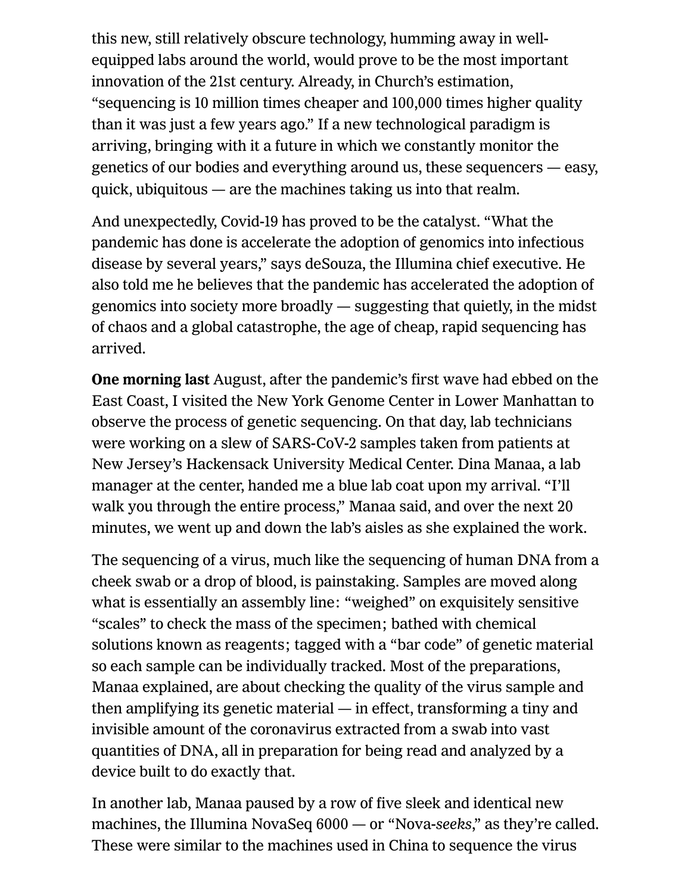this new, still relatively obscure technology, humming away in well-equipped labs around the world, would prove to be the most important innovation of the 21st century. Already, in Church's estimation, "sequencing is 10 million times cheaper and 100,000 times higher quality than it was just a few years ago." If a new technological paradigm is arriving, bringing with it a future in which we constantly monitor the genetics of our bodies and everything around us, these sequencers — easy, quick, ubiquitous — are the machines taking us into that realm.

And unexpectedly, Covid-19 has proved to be the catalyst. "What the pandemic has done is accelerate the adoption of genomics into infectious disease by several years," says deSouza, the Illumina chief executive. He also told me he believes that the pandemic has accelerated the adoption of genomics into society more broadly — suggesting that quietly, in the midst of chaos and a global catastrophe, the age of cheap, rapid sequencing has arrived.

**One morning last** August, after the pandemic's first wave had ebbed on the East Coast, I visited the New York Genome Center in Lower Manhattan to observe the process of genetic sequencing. On that day, lab technicians were working on a slew of SARS-CoV-2 samples taken from patients at New Jersey's Hackensack University Medical Center. Dina Manaa, a lab manager at the center, handed me a blue lab coat upon my arrival. "I'll walk you through the entire process," Manaa said, and over the next 20 minutes, we went up and down the lab's aisles as she explained the work.

The sequencing of a virus, much like the sequencing of human DNA from a cheek swab or a drop of blood, is painstaking. Samples are moved along what is essentially an assembly line: "weighed" on exquisitely sensitive "scales" to check the mass of the specimen; bathed with chemical solutions known as reagents; tagged with a "bar code" of genetic material so each sample can be individually tracked. Most of the preparations, Manaa explained, are about checking the quality of the virus sample and then amplifying its genetic material — in effect, transforming a tiny and invisible amount of the coronavirus extracted from a swab into vast quantities of DNA, all in preparation for being read and analyzed by a device built to do exactly that.

In another lab, Manaa paused by a row of five sleek and identical new machines, the Illumina NovaSeq 6000 — or "Nova-*seeks*," as they're called. These were similar to the machines used in China to sequence the virus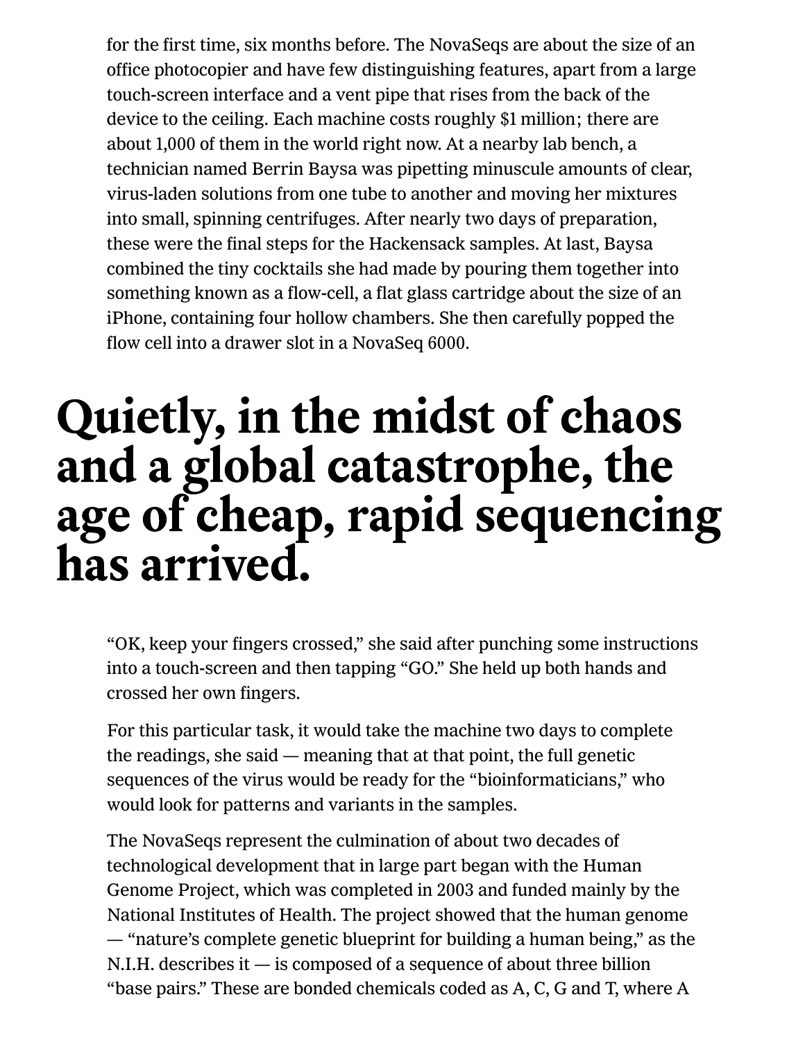for the first time, six months before. The NovaSeqs are about the size of an office photocopier and have few distinguishing features, apart from a large touch-screen interface and a vent pipe that rises from the back of the device to the ceiling. Each machine costs roughly $1 million; there are about 1,000 of them in the world right now. At a nearby lab bench, a technician named Berrin Baysa was pipetting minuscule amounts of clear, virus-laden solutions from one tube to another and moving her mixtures into small, spinning centrifuges. After nearly two days of preparation, these were the final steps for the Hackensack samples. At last, Baysa combined the tiny cocktails she had made by pouring them together into something known as a flow-cell, a flat glass cartridge about the size of an iPhone, containing four hollow chambers. She then carefully popped the flow cell into a drawer slot in a NovaSeq 6000.

# Quietly, in the midst of chaos and a global catastrophe, the age of cheap, rapid sequencing has arrived.

"OK, keep your fingers crossed," she said after punching some instructions into a touch-screen and then tapping "GO." She held up both hands and crossed her own fingers.

For this particular task, it would take the machine two days to complete the readings, she said — meaning that at that point, the full genetic sequences of the virus would be ready for the "bioinformaticians," who would look for patterns and variants in the samples.

The NovaSeqs represent the culmination of about two decades of technological development that in large part began with the Human Genome Project, which was completed in 2003 and funded mainly by the National Institutes of Health. The project showed that the human genome — "nature's complete genetic blueprint for building a human being," as the N.I.H. describes it — is composed of a sequence of about three billion "base pairs." These are bonded chemicals coded as A, C, G and T, where A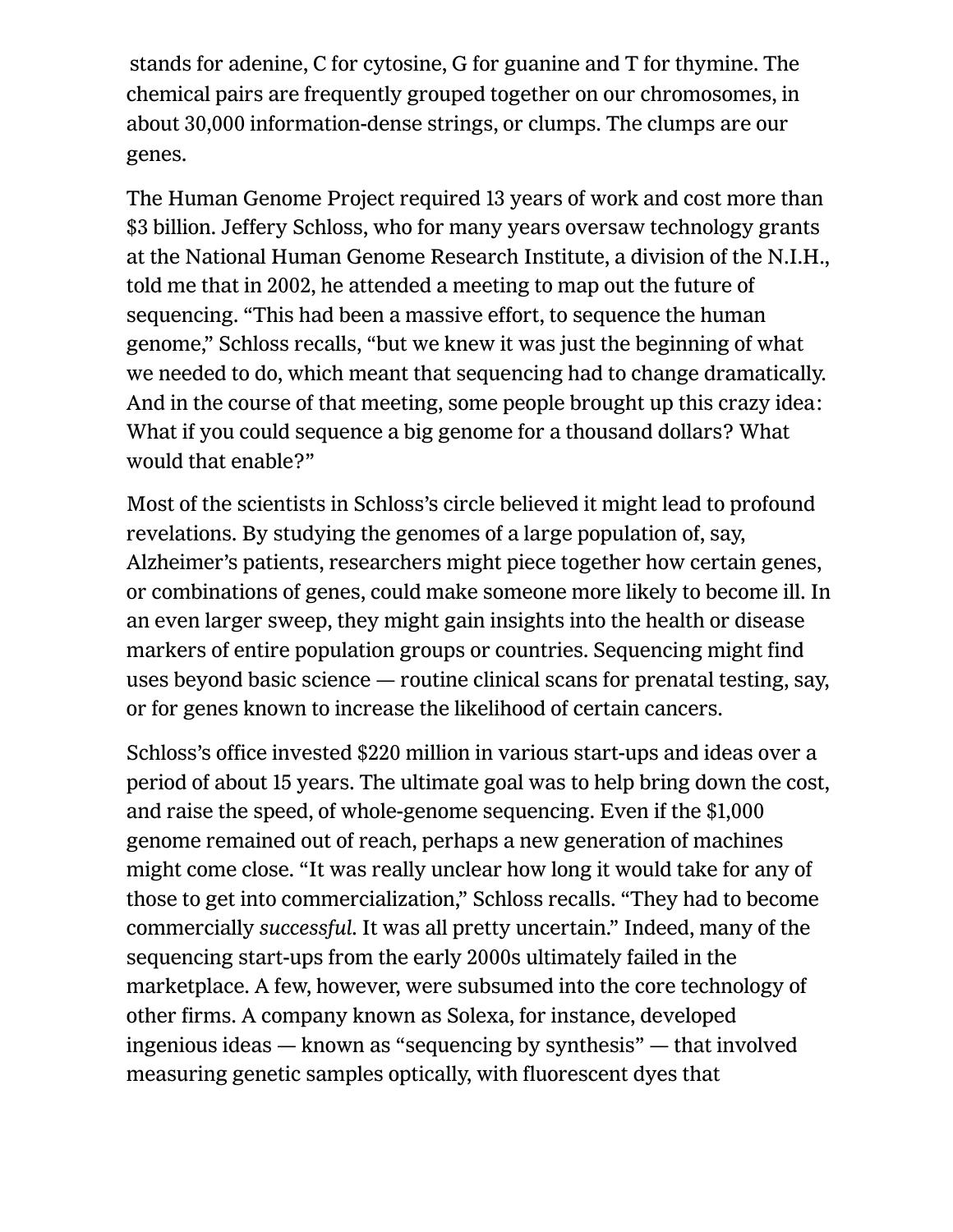stands for adenine, C for cytosine, G for guanine and T for thymine. The chemical pairs are frequently grouped together on our chromosomes, in about 30,000 information-dense strings, or clumps. The clumps are our genes.

The Human Genome Project required 13 years of work and cost more than $3 billion. Jeffery Schloss, who for many years oversaw technology grants at the National Human Genome Research Institute, a division of the N.I.H., told me that in 2002, he attended a meeting to map out the future of sequencing. “This had been a massive effort, to sequence the human genome,” Schloss recalls, “but we knew it was just the beginning of what we needed to do, which meant that sequencing had to change dramatically. And in the course of that meeting, some people brought up this crazy idea: What if you could sequence a big genome for a thousand dollars? What would that enable?”

Most of the scientists in Schloss’s circle believed it might lead to profound revelations. By studying the genomes of a large population of, say, Alzheimer’s patients, researchers might piece together how certain genes, or combinations of genes, could make someone more likely to become ill. In an even larger sweep, they might gain insights into the health or disease markers of entire population groups or countries. Sequencing might find uses beyond basic science — routine clinical scans for prenatal testing, say, or for genes known to increase the likelihood of certain cancers.

Schloss’s office invested $220 million in various start-ups and ideas over a period of about 15 years. The ultimate goal was to help bring down the cost, and raise the speed, of whole-genome sequencing. Even if the $1,000 genome remained out of reach, perhaps a new generation of machines might come close. “It was really unclear how long it would take for any of those to get into commercialization,” Schloss recalls. “They had to become commercially *successful*. It was all pretty uncertain.” Indeed, many of the sequencing start-ups from the early 2000s ultimately failed in the marketplace. A few, however, were subsumed into the core technology of other firms. A company known as Solexa, for instance, developed ingenious ideas — known as “sequencing by synthesis” — that involved measuring genetic samples optically, with fluorescent dyes that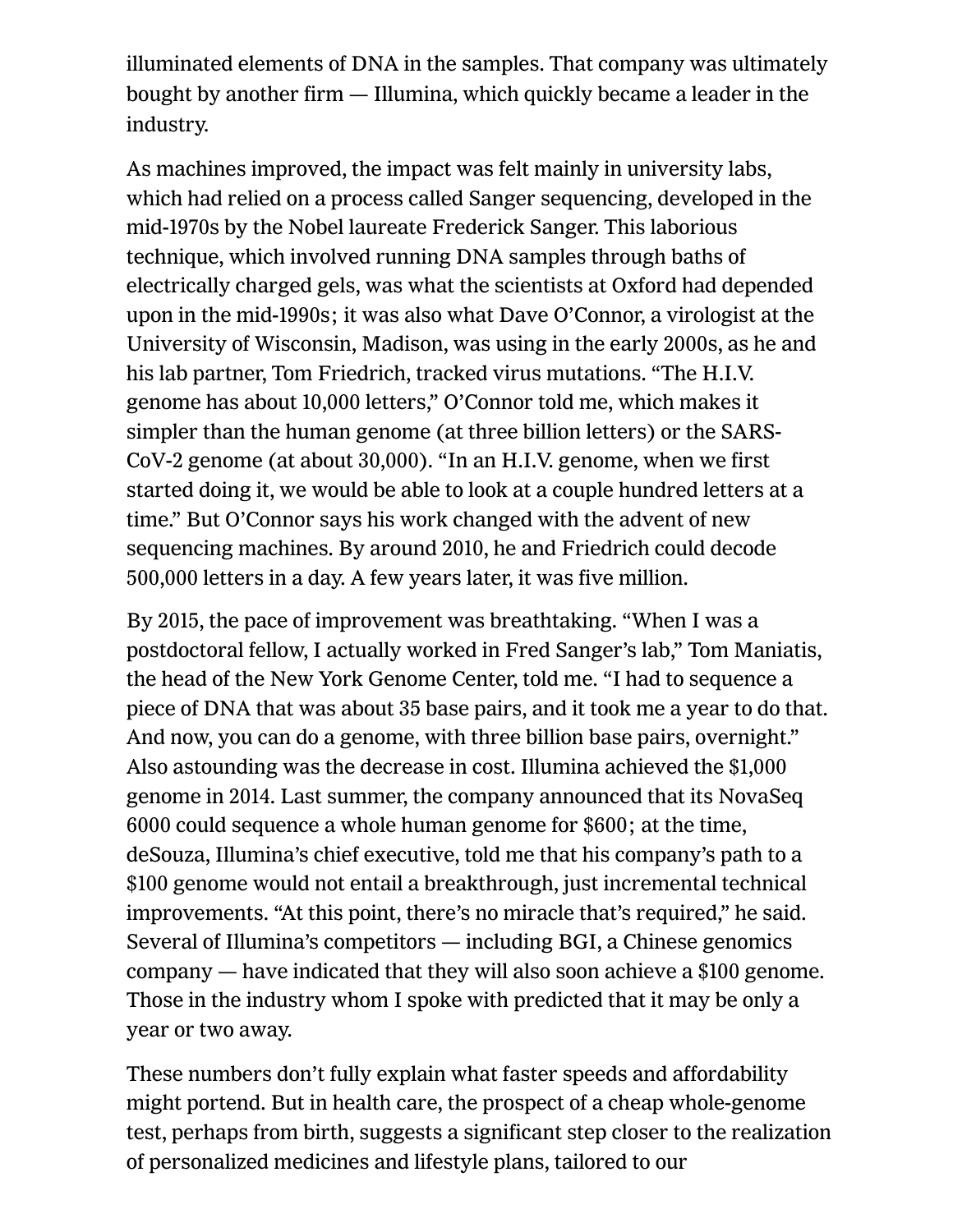illuminated elements of DNA in the samples. That company was ultimately bought by another firm — Illumina, which quickly became a leader in the industry.

As machines improved, the impact was felt mainly in university labs, which had relied on a process called Sanger sequencing, developed in the mid-1970s by the Nobel laureate Frederick Sanger. This laborious technique, which involved running DNA samples through baths of electrically charged gels, was what the scientists at Oxford had depended upon in the mid-1990s; it was also what Dave O'Connor, a virologist at the University of Wisconsin, Madison, was using in the early 2000s, as he and his lab partner, Tom Friedrich, tracked virus mutations. "The H.I.V. genome has about 10,000 letters," O'Connor told me, which makes it simpler than the human genome (at three billion letters) or the SARS-CoV-2 genome (at about 30,000). "In an H.I.V. genome, when we first started doing it, we would be able to look at a couple hundred letters at a time." But O'Connor says his work changed with the advent of new sequencing machines. By around 2010, he and Friedrich could decode 500,000 letters in a day. A few years later, it was five million.

By 2015, the pace of improvement was breathtaking. "When I was a postdoctoral fellow, I actually worked in Fred Sanger's lab," Tom Maniatis, the head of the New York Genome Center, told me. "I had to sequence a piece of DNA that was about 35 base pairs, and it took me a year to do that. And now, you can do a genome, with three billion base pairs, overnight." Also astounding was the decrease in cost. Illumina achieved the $1,000 genome in 2014. Last summer, the company announced that its NovaSeq 6000 could sequence a whole human genome for $600; at the time, deSouza, Illumina's chief executive, told me that his company's path to a $100 genome would not entail a breakthrough, just incremental technical improvements. "At this point, there's no miracle that's required," he said. Several of Illumina's competitors — including BGI, a Chinese genomics company — have indicated that they will also soon achieve a $100 genome. Those in the industry whom I spoke with predicted that it may be only a year or two away.

These numbers don't fully explain what faster speeds and affordability might portend. But in health care, the prospect of a cheap whole-genome test, perhaps from birth, suggests a significant step closer to the realization of personalized medicines and lifestyle plans, tailored to our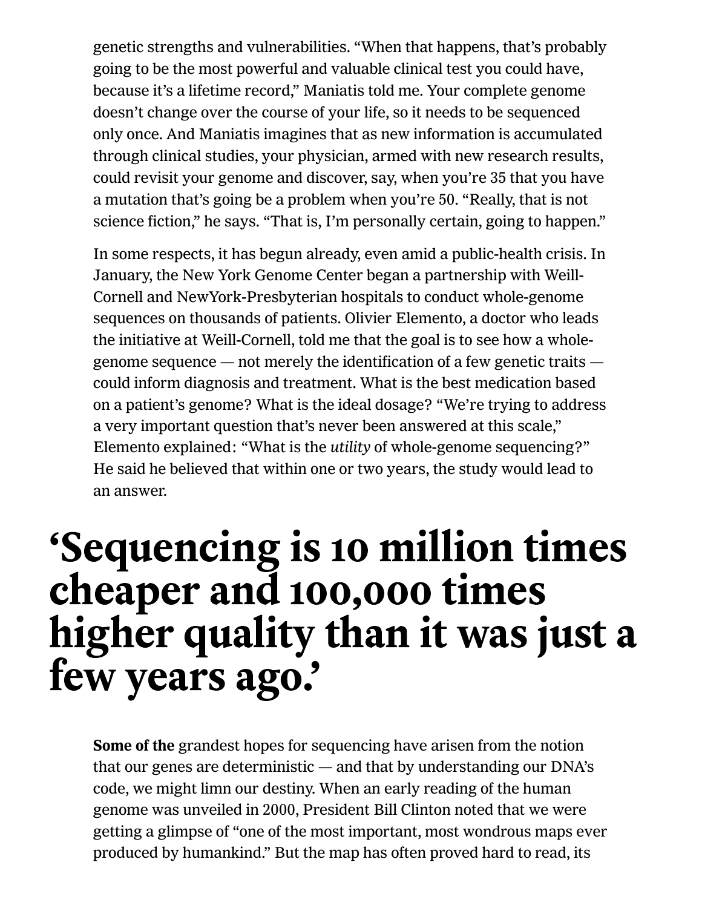genetic strengths and vulnerabilities. “When that happens, that’s probably going to be the most powerful and valuable clinical test you could have, because it’s a lifetime record,” Maniatis told me. Your complete genome doesn’t change over the course of your life, so it needs to be sequenced only once. And Maniatis imagines that as new information is accumulated through clinical studies, your physician, armed with new research results, could revisit your genome and discover, say, when you’re 35 that you have a mutation that’s going be a problem when you’re 50. “Really, that is not science fiction,” he says. “That is, I’m personally certain, going to happen.”

In some respects, it has begun already, even amid a public-health crisis. In January, the New York Genome Center began a partnership with Weill-Cornell and NewYork-Presbyterian hospitals to conduct whole-genome sequences on thousands of patients. Olivier Elemento, a doctor who leads the initiative at Weill-Cornell, told me that the goal is to see how a whole-genome sequence — not merely the identification of a few genetic traits — could inform diagnosis and treatment. What is the best medication based on a patient’s genome? What is the ideal dosage? “We’re trying to address a very important question that’s never been answered at this scale,” Elemento explained: “What is the *utility* of whole-genome sequencing?” He said he believed that within one or two years, the study would lead to an answer.

# ‘Sequencing is 10 million times cheaper and 100,000 times higher quality than it was just a few years ago.’

**Some of the** grandest hopes for sequencing have arisen from the notion that our genes are deterministic — and that by understanding our DNA’s code, we might limn our destiny. When an early reading of the human genome was unveiled in 2000, President Bill Clinton noted that we were getting a glimpse of “one of the most important, most wondrous maps ever produced by humankind.” But the map has often proved hard to read, its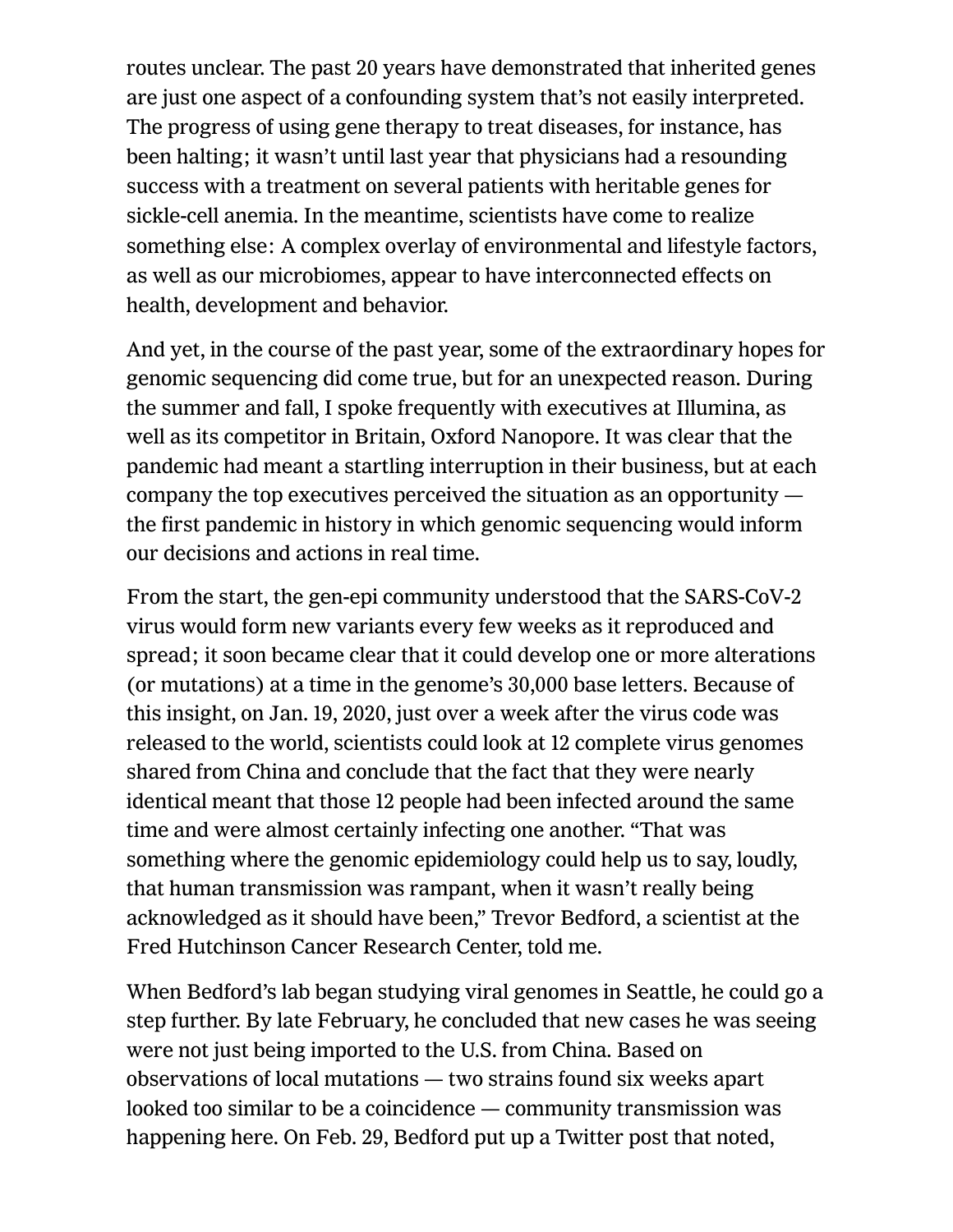routes unclear. The past 20 years have demonstrated that inherited genes are just one aspect of a confounding system that's not easily interpreted. The progress of using gene therapy to treat diseases, for instance, has been halting; it wasn't until last year that physicians had a resounding success with a treatment on several patients with heritable genes for sickle-cell anemia. In the meantime, scientists have come to realize something else: A complex overlay of environmental and lifestyle factors, as well as our microbiomes, appear to have interconnected effects on health, development and behavior.

And yet, in the course of the past year, some of the extraordinary hopes for genomic sequencing did come true, but for an unexpected reason. During the summer and fall, I spoke frequently with executives at Illumina, as well as its competitor in Britain, Oxford Nanopore. It was clear that the pandemic had meant a startling interruption in their business, but at each company the top executives perceived the situation as an opportunity — the first pandemic in history in which genomic sequencing would inform our decisions and actions in real time.

From the start, the gen-epi community understood that the SARS-CoV-2 virus would form new variants every few weeks as it reproduced and spread; it soon became clear that it could develop one or more alterations (or mutations) at a time in the genome's 30,000 base letters. Because of this insight, on Jan. 19, 2020, just over a week after the virus code was released to the world, scientists could look at 12 complete virus genomes shared from China and conclude that the fact that they were nearly identical meant that those 12 people had been infected around the same time and were almost certainly infecting one another. "That was something where the genomic epidemiology could help us to say, loudly, that human transmission was rampant, when it wasn't really being acknowledged as it should have been," Trevor Bedford, a scientist at the Fred Hutchinson Cancer Research Center, told me.

When Bedford's lab began studying viral genomes in Seattle, he could go a step further. By late February, he concluded that new cases he was seeing were not just being imported to the U.S. from China. Based on observations of local mutations — two strains found six weeks apart looked too similar to be a coincidence — community transmission was happening here. On Feb. 29, Bedford put up a Twitter post that noted,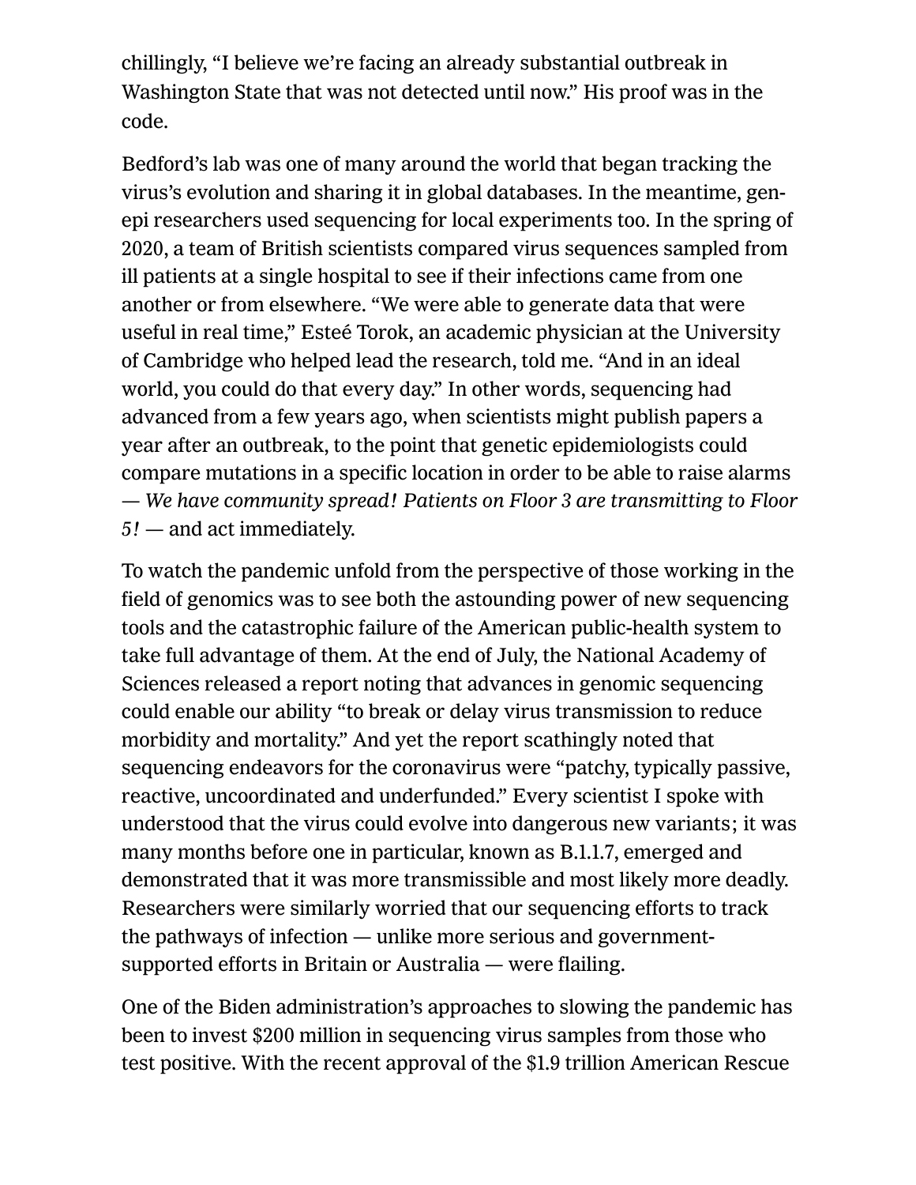chillingly, "I believe we're facing an already substantial outbreak in Washington State that was not detected until now." His proof was in the code.

Bedford's lab was one of many around the world that began tracking the virus's evolution and sharing it in global databases. In the meantime, gen-epi researchers used sequencing for local experiments too. In the spring of 2020, a team of British scientists compared virus sequences sampled from ill patients at a single hospital to see if their infections came from one another or from elsewhere. "We were able to generate data that were useful in real time," Esteé Torok, an academic physician at the University of Cambridge who helped lead the research, told me. "And in an ideal world, you could do that every day." In other words, sequencing had advanced from a few years ago, when scientists might publish papers a year after an outbreak, to the point that genetic epidemiologists could compare mutations in a specific location in order to be able to raise alarms — *We have community spread! Patients on Floor 3 are transmitting to Floor 5!* — and act immediately.

To watch the pandemic unfold from the perspective of those working in the field of genomics was to see both the astounding power of new sequencing tools and the catastrophic failure of the American public-health system to take full advantage of them. At the end of July, the National Academy of Sciences released a report noting that advances in genomic sequencing could enable our ability "to break or delay virus transmission to reduce morbidity and mortality." And yet the report scathingly noted that sequencing endeavors for the coronavirus were "patchy, typically passive, reactive, uncoordinated and underfunded." Every scientist I spoke with understood that the virus could evolve into dangerous new variants; it was many months before one in particular, known as B.1.1.7, emerged and demonstrated that it was more transmissible and most likely more deadly. Researchers were similarly worried that our sequencing efforts to track the pathways of infection — unlike more serious and government-supported efforts in Britain or Australia — were flailing.

One of the Biden administration's approaches to slowing the pandemic has been to invest $200 million in sequencing virus samples from those who test positive. With the recent approval of the $1.9 trillion American Rescue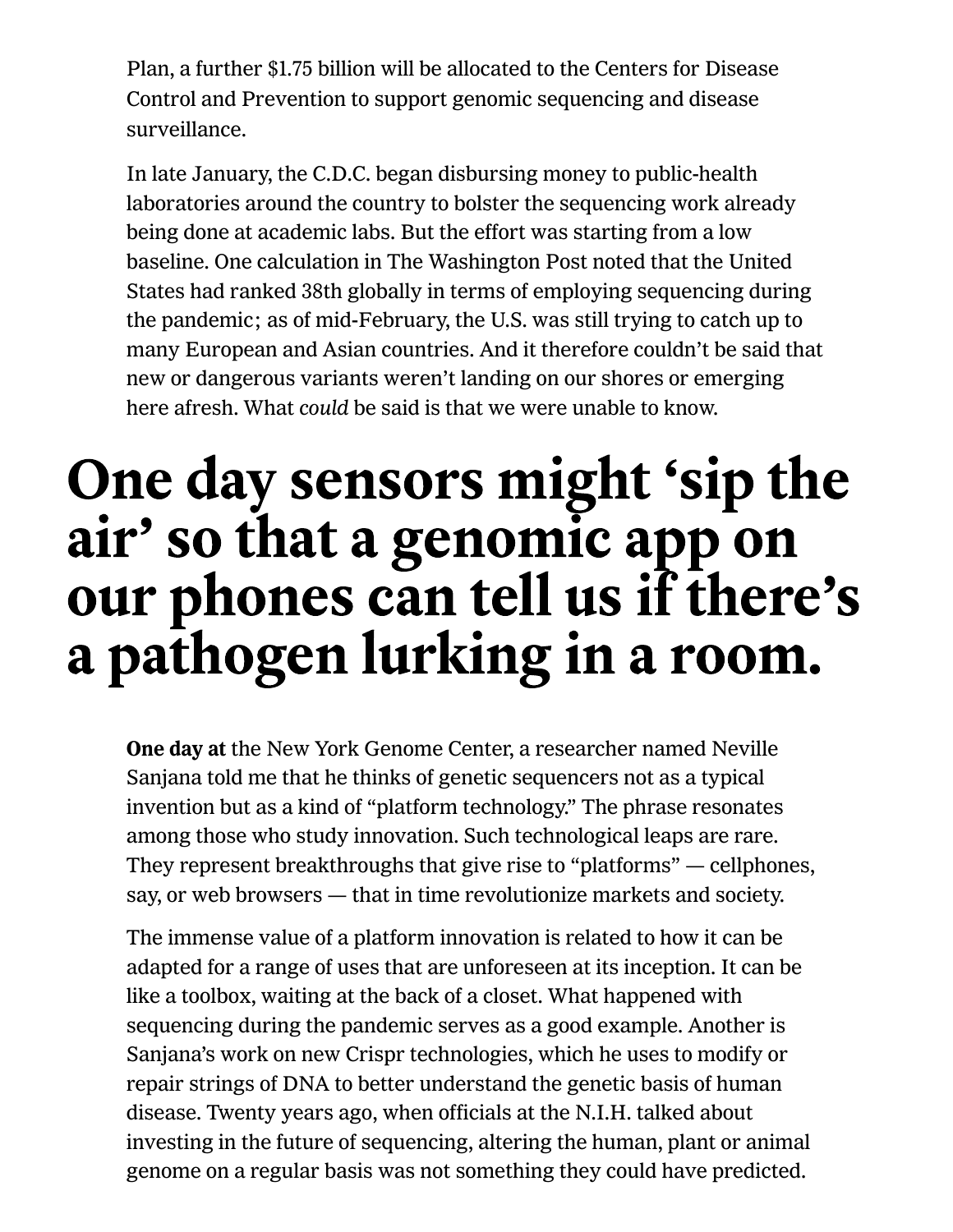Plan, a further $1.75 billion will be allocated to the Centers for Disease Control and Prevention to support genomic sequencing and disease surveillance.

In late January, the C.D.C. began disbursing money to public-health laboratories around the country to bolster the sequencing work already being done at academic labs. But the effort was starting from a low baseline. One calculation in The Washington Post noted that the United States had ranked 38th globally in terms of employing sequencing during the pandemic; as of mid-February, the U.S. was still trying to catch up to many European and Asian countries. And it therefore couldn't be said that new or dangerous variants weren't landing on our shores or emerging here afresh. What *could* be said is that we were unable to know.

# One day sensors might 'sip the air' so that a genomic app on our phones can tell us if there's a pathogen lurking in a room.

**One day at** the New York Genome Center, a researcher named Neville Sanjana told me that he thinks of genetic sequencers not as a typical invention but as a kind of "platform technology." The phrase resonates among those who study innovation. Such technological leaps are rare. They represent breakthroughs that give rise to "platforms" — cellphones, say, or web browsers — that in time revolutionize markets and society.

The immense value of a platform innovation is related to how it can be adapted for a range of uses that are unforeseen at its inception. It can be like a toolbox, waiting at the back of a closet. What happened with sequencing during the pandemic serves as a good example. Another is Sanjana's work on new Crispr technologies, which he uses to modify or repair strings of DNA to better understand the genetic basis of human disease. Twenty years ago, when officials at the N.I.H. talked about investing in the future of sequencing, altering the human, plant or animal genome on a regular basis was not something they could have predicted.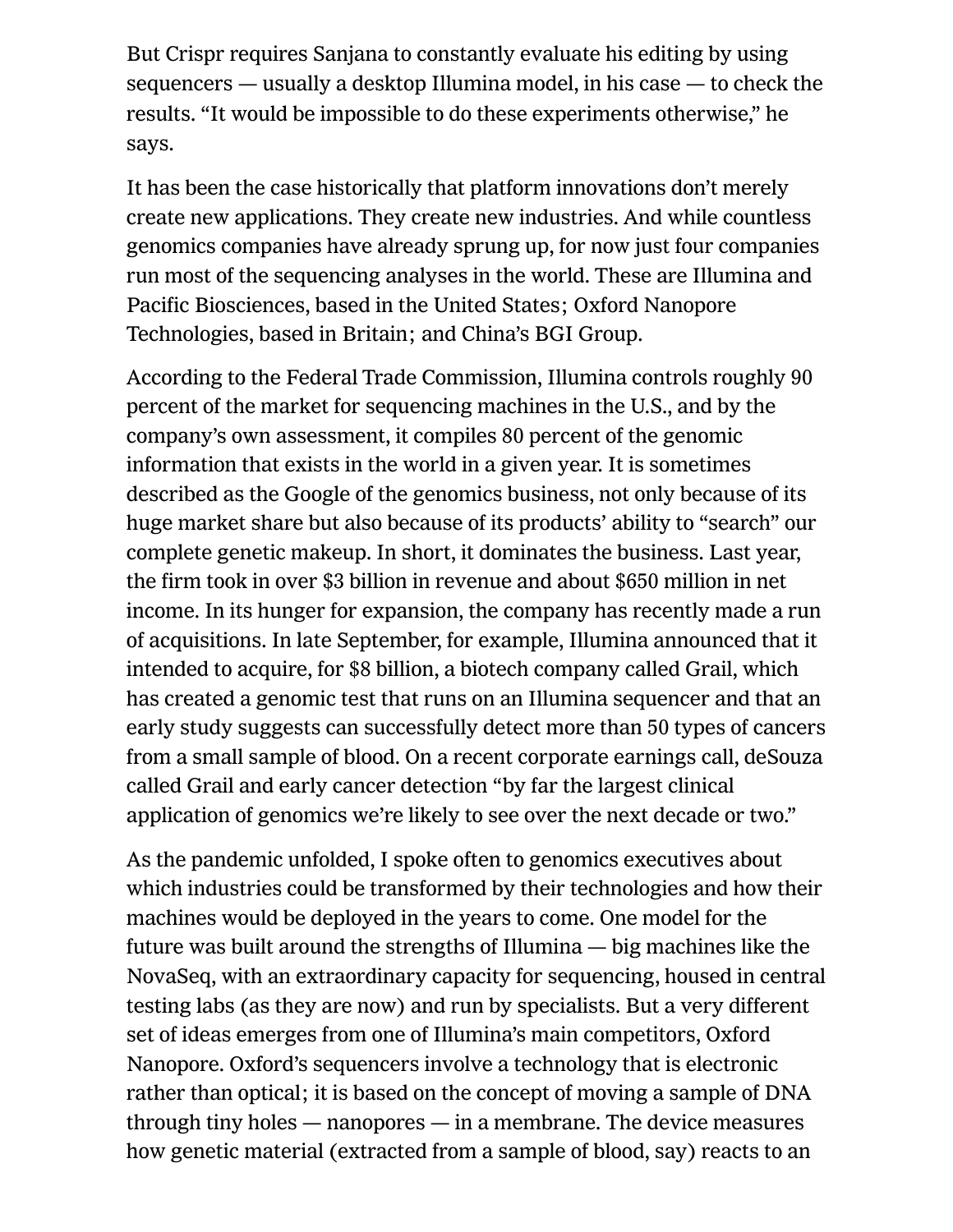But Crispr requires Sanjana to constantly evaluate his editing by using sequencers — usually a desktop Illumina model, in his case — to check the results. "It would be impossible to do these experiments otherwise," he says.

It has been the case historically that platform innovations don't merely create new applications. They create new industries. And while countless genomics companies have already sprung up, for now just four companies run most of the sequencing analyses in the world. These are Illumina and Pacific Biosciences, based in the United States; Oxford Nanopore Technologies, based in Britain; and China's BGI Group.

According to the Federal Trade Commission, Illumina controls roughly 90 percent of the market for sequencing machines in the U.S., and by the company's own assessment, it compiles 80 percent of the genomic information that exists in the world in a given year. It is sometimes described as the Google of the genomics business, not only because of its huge market share but also because of its products' ability to "search" our complete genetic makeup. In short, it dominates the business. Last year, the firm took in over $3 billion in revenue and about $650 million in net income. In its hunger for expansion, the company has recently made a run of acquisitions. In late September, for example, Illumina announced that it intended to acquire, for $8 billion, a biotech company called Grail, which has created a genomic test that runs on an Illumina sequencer and that an early study suggests can successfully detect more than 50 types of cancers from a small sample of blood. On a recent corporate earnings call, deSouza called Grail and early cancer detection "by far the largest clinical application of genomics we're likely to see over the next decade or two."

As the pandemic unfolded, I spoke often to genomics executives about which industries could be transformed by their technologies and how their machines would be deployed in the years to come. One model for the future was built around the strengths of Illumina — big machines like the NovaSeq, with an extraordinary capacity for sequencing, housed in central testing labs (as they are now) and run by specialists. But a very different set of ideas emerges from one of Illumina's main competitors, Oxford Nanopore. Oxford's sequencers involve a technology that is electronic rather than optical; it is based on the concept of moving a sample of DNA through tiny holes — nanopores — in a membrane. The device measures how genetic material (extracted from a sample of blood, say) reacts to an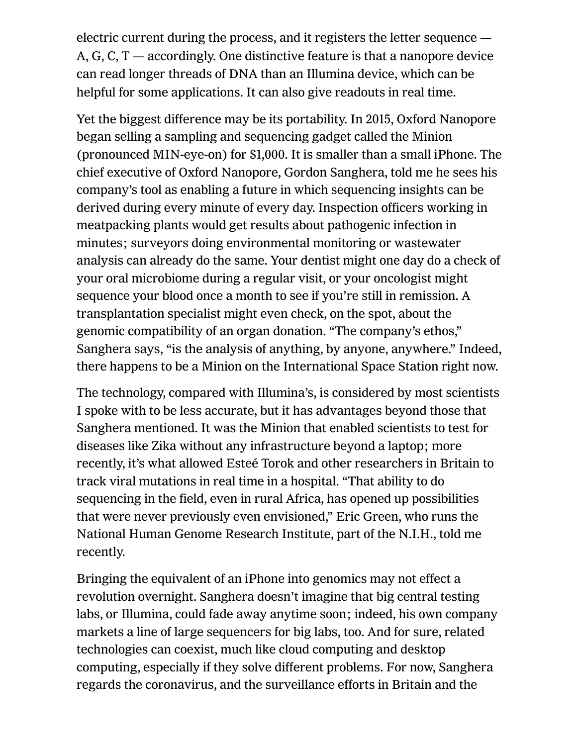electric current during the process, and it registers the letter sequence — A, G, C, T — accordingly. One distinctive feature is that a nanopore device can read longer threads of DNA than an Illumina device, which can be helpful for some applications. It can also give readouts in real time.

Yet the biggest difference may be its portability. In 2015, Oxford Nanopore began selling a sampling and sequencing gadget called the Minion (pronounced MIN-eye-on) for $1,000. It is smaller than a small iPhone. The chief executive of Oxford Nanopore, Gordon Sanghera, told me he sees his company's tool as enabling a future in which sequencing insights can be derived during every minute of every day. Inspection officers working in meatpacking plants would get results about pathogenic infection in minutes; surveyors doing environmental monitoring or wastewater analysis can already do the same. Your dentist might one day do a check of your oral microbiome during a regular visit, or your oncologist might sequence your blood once a month to see if you're still in remission. A transplantation specialist might even check, on the spot, about the genomic compatibility of an organ donation. "The company's ethos," Sanghera says, "is the analysis of anything, by anyone, anywhere." Indeed, there happens to be a Minion on the International Space Station right now.

The technology, compared with Illumina's, is considered by most scientists I spoke with to be less accurate, but it has advantages beyond those that Sanghera mentioned. It was the Minion that enabled scientists to test for diseases like Zika without any infrastructure beyond a laptop; more recently, it's what allowed Esteé Torok and other researchers in Britain to track viral mutations in real time in a hospital. "That ability to do sequencing in the field, even in rural Africa, has opened up possibilities that were never previously even envisioned," Eric Green, who runs the National Human Genome Research Institute, part of the N.I.H., told me recently.

Bringing the equivalent of an iPhone into genomics may not effect a revolution overnight. Sanghera doesn't imagine that big central testing labs, or Illumina, could fade away anytime soon; indeed, his own company markets a line of large sequencers for big labs, too. And for sure, related technologies can coexist, much like cloud computing and desktop computing, especially if they solve different problems. For now, Sanghera regards the coronavirus, and the surveillance efforts in Britain and the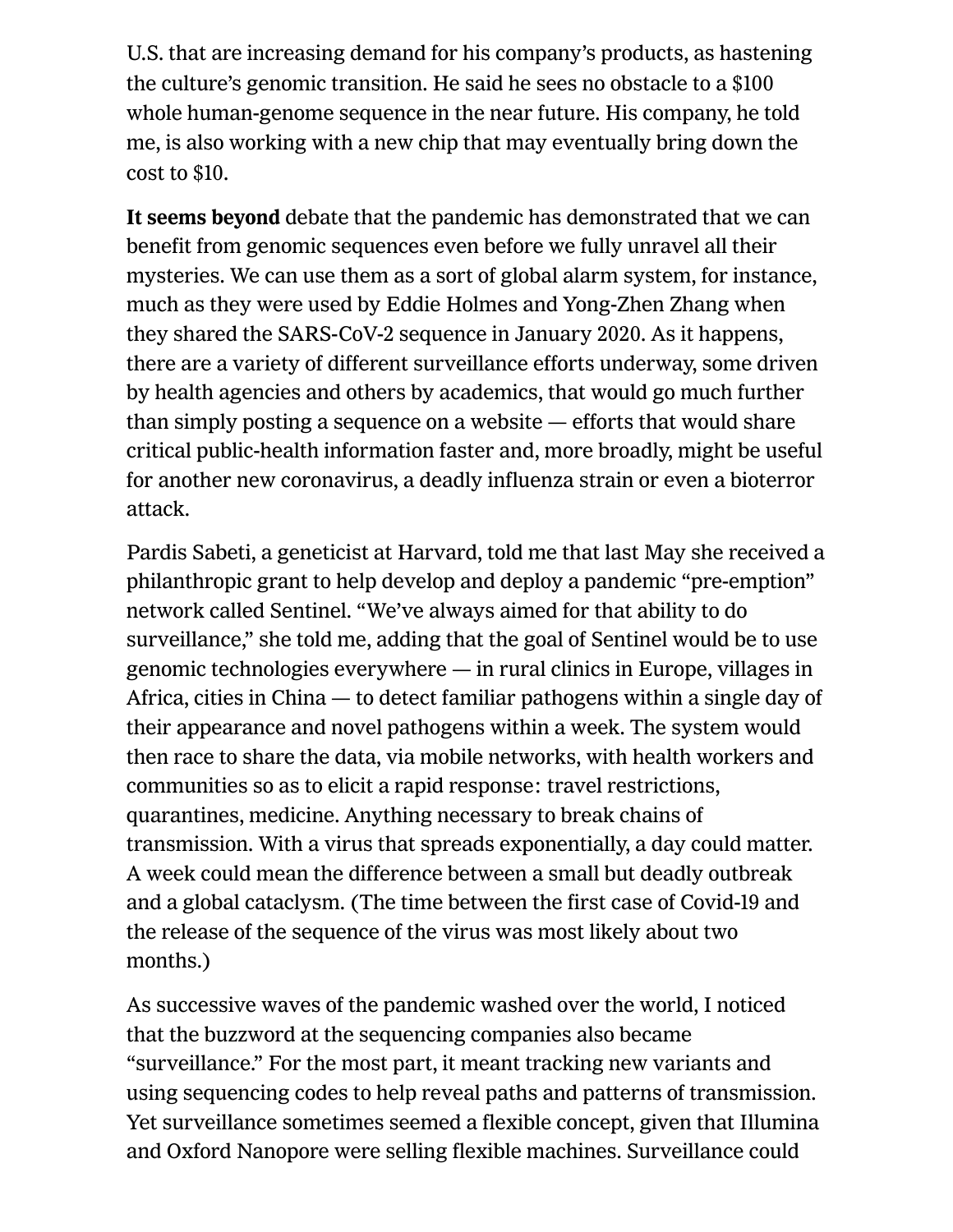U.S. that are increasing demand for his company's products, as hastening the culture's genomic transition. He said he sees no obstacle to a $100 whole human-genome sequence in the near future. His company, he told me, is also working with a new chip that may eventually bring down the cost to $10.

**It seems beyond** debate that the pandemic has demonstrated that we can benefit from genomic sequences even before we fully unravel all their mysteries. We can use them as a sort of global alarm system, for instance, much as they were used by Eddie Holmes and Yong-Zhen Zhang when they shared the SARS-CoV-2 sequence in January 2020. As it happens, there are a variety of different surveillance efforts underway, some driven by health agencies and others by academics, that would go much further than simply posting a sequence on a website — efforts that would share critical public-health information faster and, more broadly, might be useful for another new coronavirus, a deadly influenza strain or even a bioterror attack.

Pardis Sabeti, a geneticist at Harvard, told me that last May she received a philanthropic grant to help develop and deploy a pandemic "pre-emption" network called Sentinel. "We've always aimed for that ability to do surveillance," she told me, adding that the goal of Sentinel would be to use genomic technologies everywhere — in rural clinics in Europe, villages in Africa, cities in China — to detect familiar pathogens within a single day of their appearance and novel pathogens within a week. The system would then race to share the data, via mobile networks, with health workers and communities so as to elicit a rapid response: travel restrictions, quarantines, medicine. Anything necessary to break chains of transmission. With a virus that spreads exponentially, a day could matter. A week could mean the difference between a small but deadly outbreak and a global cataclysm. (The time between the first case of Covid-19 and the release of the sequence of the virus was most likely about two months.)

As successive waves of the pandemic washed over the world, I noticed that the buzzword at the sequencing companies also became "surveillance." For the most part, it meant tracking new variants and using sequencing codes to help reveal paths and patterns of transmission. Yet surveillance sometimes seemed a flexible concept, given that Illumina and Oxford Nanopore were selling flexible machines. Surveillance could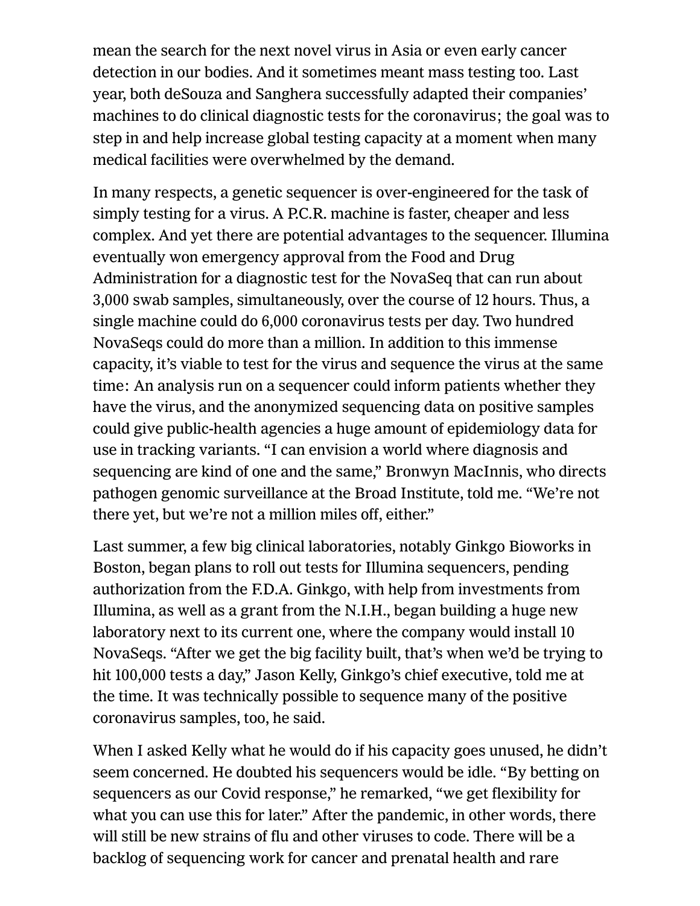mean the search for the next novel virus in Asia or even early cancer detection in our bodies. And it sometimes meant mass testing too. Last year, both deSouza and Sanghera successfully adapted their companies' machines to do clinical diagnostic tests for the coronavirus; the goal was to step in and help increase global testing capacity at a moment when many medical facilities were overwhelmed by the demand.

In many respects, a genetic sequencer is over-engineered for the task of simply testing for a virus. A P.C.R. machine is faster, cheaper and less complex. And yet there are potential advantages to the sequencer. Illumina eventually won emergency approval from the Food and Drug Administration for a diagnostic test for the NovaSeq that can run about 3,000 swab samples, simultaneously, over the course of 12 hours. Thus, a single machine could do 6,000 coronavirus tests per day. Two hundred NovaSeqs could do more than a million. In addition to this immense capacity, it's viable to test for the virus and sequence the virus at the same time: An analysis run on a sequencer could inform patients whether they have the virus, and the anonymized sequencing data on positive samples could give public-health agencies a huge amount of epidemiology data for use in tracking variants. "I can envision a world where diagnosis and sequencing are kind of one and the same," Bronwyn MacInnis, who directs pathogen genomic surveillance at the Broad Institute, told me. "We're not there yet, but we're not a million miles off, either."

Last summer, a few big clinical laboratories, notably Ginkgo Bioworks in Boston, began plans to roll out tests for Illumina sequencers, pending authorization from the F.D.A. Ginkgo, with help from investments from Illumina, as well as a grant from the N.I.H., began building a huge new laboratory next to its current one, where the company would install 10 NovaSeqs. "After we get the big facility built, that's when we'd be trying to hit 100,000 tests a day," Jason Kelly, Ginkgo's chief executive, told me at the time. It was technically possible to sequence many of the positive coronavirus samples, too, he said.

When I asked Kelly what he would do if his capacity goes unused, he didn't seem concerned. He doubted his sequencers would be idle. "By betting on sequencers as our Covid response," he remarked, "we get flexibility for what you can use this for later." After the pandemic, in other words, there will still be new strains of flu and other viruses to code. There will be a backlog of sequencing work for cancer and prenatal health and rare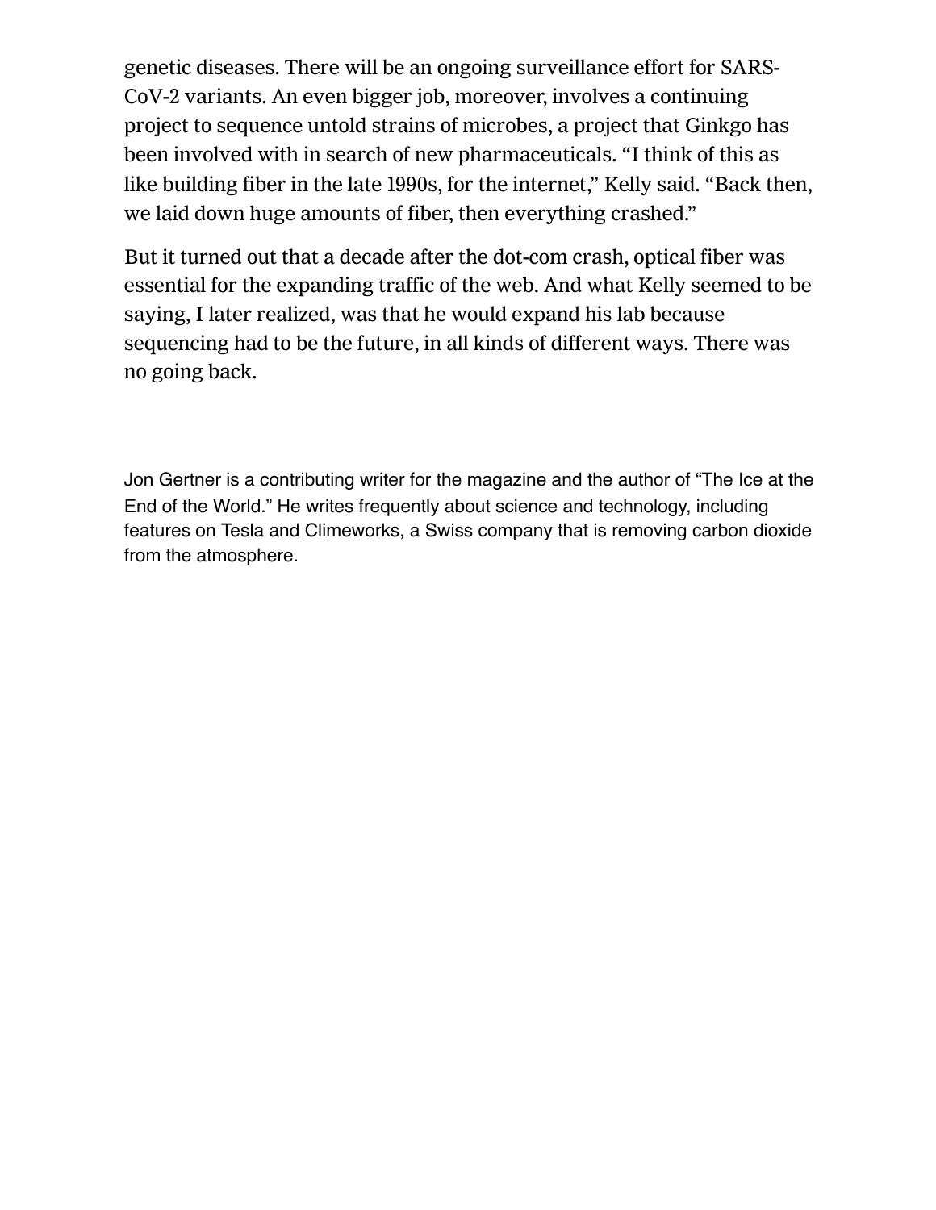genetic diseases. There will be an ongoing surveillance effort for SARS-CoV-2 variants. An even bigger job, moreover, involves a continuing project to sequence untold strains of microbes, a project that Ginkgo has been involved with in search of new pharmaceuticals. "I think of this as like building fiber in the late 1990s, for the internet," Kelly said. "Back then, we laid down huge amounts of fiber, then everything crashed."

But it turned out that a decade after the dot-com crash, optical fiber was essential for the expanding traffic of the web. And what Kelly seemed to be saying, I later realized, was that he would expand his lab because sequencing had to be the future, in all kinds of different ways. There was no going back.

Jon Gertner is a contributing writer for the magazine and the author of "The Ice at the End of the World." He writes frequently about science and technology, including features on Tesla and Climeworks, a Swiss company that is removing carbon dioxide from the atmosphere.